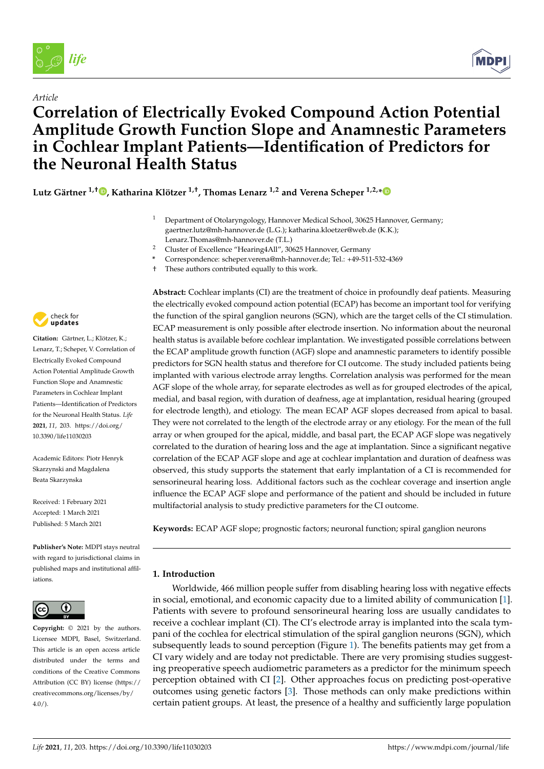*Article*

# Correlation of Electrically Evoked Compound Action Potential Amplitude Growth Function Slope and Anamnestic Parameters in Cochlear Implant Patients—Identification of Predictors for the Neuronal Health Status

**Lutz Gärtner [1,†], Katharina Klötzer [1,†], Thomas Lenarz [1,2] and Verena Scheper [1,2,*]**

[1] Department of Otolaryngology, Hannover Medical School, 30625 Hannover, Germany; gaertner.lutz@mh-hannover.de (L.G.); katharina.kloetzer@web.de (K.K.); Lenarz.Thomas@mh-hannover.de (T.L.)

[2] Cluster of Excellence "Hearing4All", 30625 Hannover, Germany

\* Correspondence: scheper.verena@mh-hannover.de; Tel.: +49-511-532-4369

† These authors contributed equally to this work.

**Citation:** Gärtner, L.; Klötzer, K.; Lenarz, T.; Scheper, V. Correlation of Electrically Evoked Compound Action Potential Amplitude Growth Function Slope and Anamnestic Parameters in Cochlear Implant Patients—Identification of Predictors for the Neuronal Health Status. *Life* **2021**, *11*, 203. https://doi.org/10.3390/life11030203

Academic Editors: Piotr Henryk Skarzynski and Magdalena Beata Skarzynska

Received: 1 February 2021
Accepted: 1 March 2021
Published: 5 March 2021

**Publisher's Note:** MDPI stays neutral with regard to jurisdictional claims in published maps and institutional affiliations.

**Copyright:** © 2021 by the authors. Licensee MDPI, Basel, Switzerland. This article is an open access article distributed under the terms and conditions of the Creative Commons Attribution (CC BY) license (https://creativecommons.org/licenses/by/4.0/).

**Abstract:** Cochlear implants (CI) are the treatment of choice in profoundly deaf patients. Measuring the electrically evoked compound action potential (ECAP) has become an important tool for verifying the function of the spiral ganglion neurons (SGN), which are the target cells of the CI stimulation. ECAP measurement is only possible after electrode insertion. No information about the neuronal health status is available before cochlear implantation. We investigated possible correlations between the ECAP amplitude growth function (AGF) slope and anamnestic parameters to identify possible predictors for SGN health status and therefore for CI outcome. The study included patients being implanted with various electrode array lengths. Correlation analysis was performed for the mean AGF slope of the whole array, for separate electrodes as well as for grouped electrodes of the apical, medial, and basal region, with duration of deafness, age at implantation, residual hearing (grouped for electrode length), and etiology. The mean ECAP AGF slopes decreased from apical to basal. They were not correlated to the length of the electrode array or any etiology. For the mean of the full array or when grouped for the apical, middle, and basal part, the ECAP AGF slope was negatively correlated to the duration of hearing loss and the age at implantation. Since a significant negative correlation of the ECAP AGF slope and age at cochlear implantation and duration of deafness was observed, this study supports the statement that early implantation of a CI is recommended for sensorineural hearing loss. Additional factors such as the cochlear coverage and insertion angle influence the ECAP AGF slope and performance of the patient and should be included in future multifactorial analysis to study predictive parameters for the CI outcome.

**Keywords:** ECAP AGF slope; prognostic factors; neuronal function; spiral ganglion neurons

## 1. Introduction

Worldwide, 466 million people suffer from disabling hearing loss with negative effects in social, emotional, and economic capacity due to a limited ability of communication [1]. Patients with severe to profound sensorineural hearing loss are usually candidates to receive a cochlear implant (CI). The CI's electrode array is implanted into the scala tympani of the cochlea for electrical stimulation of the spiral ganglion neurons (SGN), which subsequently leads to sound perception (Figure 1). The benefits patients may get from a CI vary widely and are today not predictable. There are very promising studies suggesting preoperative speech audiometric parameters as a predictor for the minimum speech perception obtained with CI [2]. Other approaches focus on predicting post-operative outcomes using genetic factors [3]. Those methods can only make predictions within certain patient groups. At least, the presence of a healthy and sufficiently large population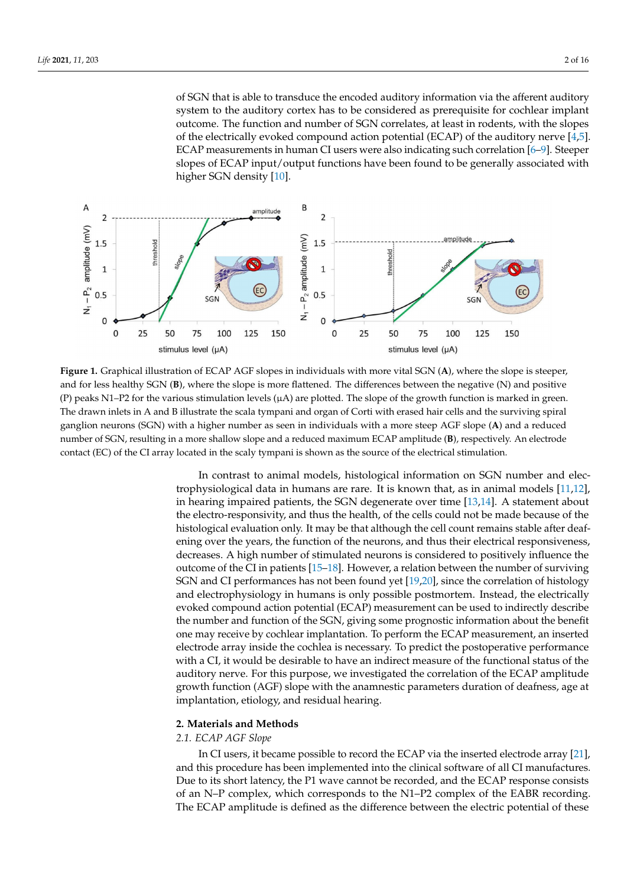of SGN that is able to transduce the encoded auditory information via the afferent auditory system to the auditory cortex has to be considered as prerequisite for cochlear implant outcome. The function and number of SGN correlates, at least in rodents, with the slopes of the electrically evoked compound action potential (ECAP) of the auditory nerve [4,5]. ECAP measurements in human CI users were also indicating such correlation [6–9]. Steeper slopes of ECAP input/output functions have been found to be generally associated with higher SGN density [10].

**Figure 1.** Graphical illustration of ECAP AGF slopes in individuals with more vital SGN (**A**), where the slope is steeper, and for less healthy SGN (**B**), where the slope is more flattened. The differences between the negative (N) and positive (P) peaks N1–P2 for the various stimulation levels (µA) are plotted. The slope of the growth function is marked in green. The drawn inlets in A and B illustrate the scala tympani and organ of Corti with erased hair cells and the surviving spiral ganglion neurons (SGN) with a higher number as seen in individuals with a more steep AGF slope (**A**) and a reduced number of SGN, resulting in a more shallow slope and a reduced maximum ECAP amplitude (**B**), respectively. An electrode contact (EC) of the CI array located in the scaly tympani is shown as the source of the electrical stimulation.

In contrast to animal models, histological information on SGN number and electrophysiological data in humans are rare. It is known that, as in animal models [11,12], in hearing impaired patients, the SGN degenerate over time [13,14]. A statement about the electro-responsivity, and thus the health, of the cells could not be made because of the histological evaluation only. It may be that although the cell count remains stable after deafening over the years, the function of the neurons, and thus their electrical responsiveness, decreases. A high number of stimulated neurons is considered to positively influence the outcome of the CI in patients [15–18]. However, a relation between the number of surviving SGN and CI performances has not been found yet [19,20], since the correlation of histology and electrophysiology in humans is only possible postmortem. Instead, the electrically evoked compound action potential (ECAP) measurement can be used to indirectly describe the number and function of the SGN, giving some prognostic information about the benefit one may receive by cochlear implantation. To perform the ECAP measurement, an inserted electrode array inside the cochlea is necessary. To predict the postoperative performance with a CI, it would be desirable to have an indirect measure of the functional status of the auditory nerve. For this purpose, we investigated the correlation of the ECAP amplitude growth function (AGF) slope with the anamnestic parameters duration of deafness, age at implantation, etiology, and residual hearing.

## 2. Materials and Methods

### *2.1. ECAP AGF Slope*

In CI users, it became possible to record the ECAP via the inserted electrode array [21], and this procedure has been implemented into the clinical software of all CI manufactures. Due to its short latency, the P1 wave cannot be recorded, and the ECAP response consists of an N–P complex, which corresponds to the N1–P2 complex of the EABR recording. The ECAP amplitude is defined as the difference between the electric potential of these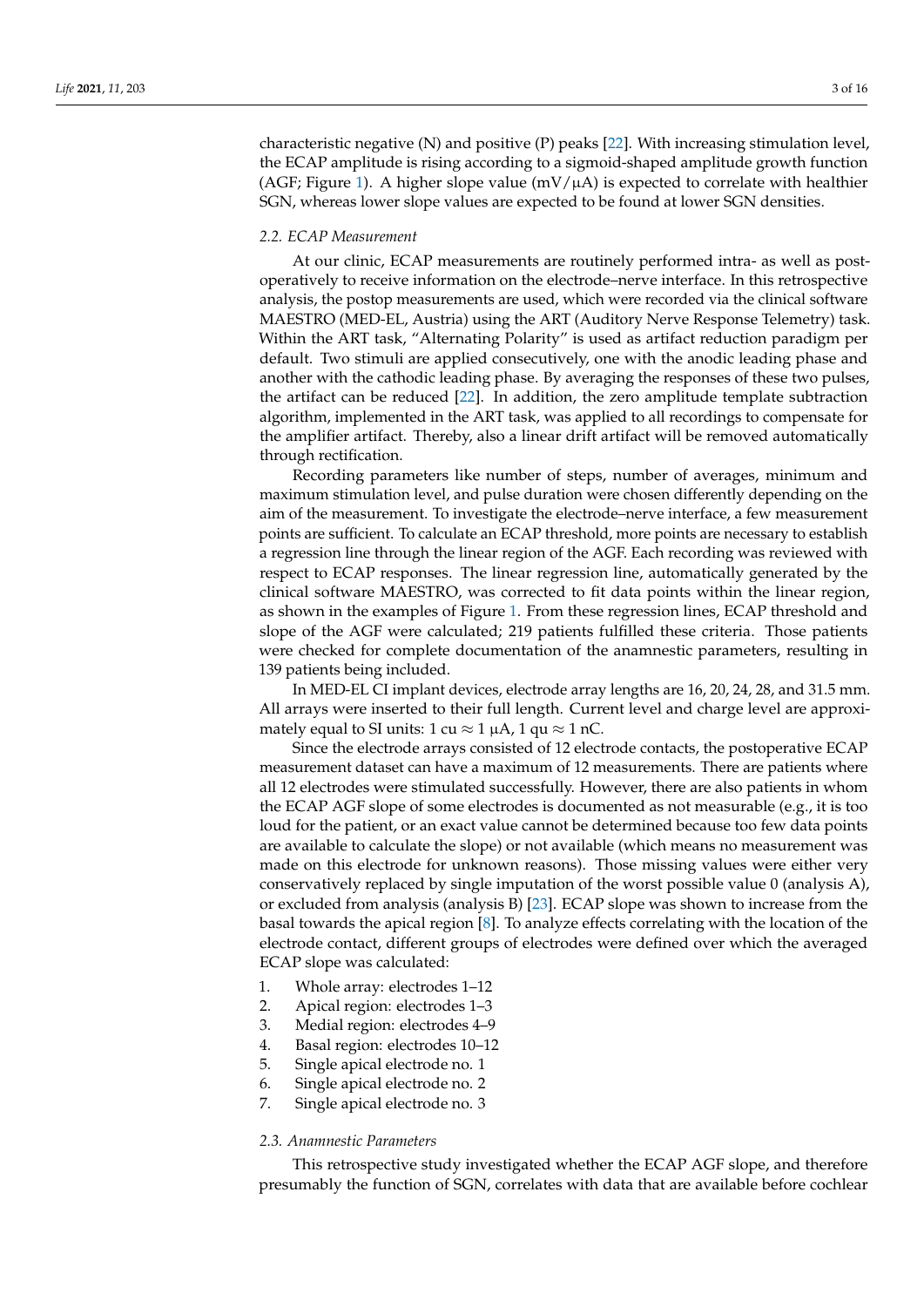characteristic negative (N) and positive (P) peaks [22]. With increasing stimulation level, the ECAP amplitude is rising according to a sigmoid-shaped amplitude growth function (AGF; Figure 1). A higher slope value (mV/µA) is expected to correlate with healthier SGN, whereas lower slope values are expected to be found at lower SGN densities.

### *2.2. ECAP Measurement*

At our clinic, ECAP measurements are routinely performed intra- as well as postoperatively to receive information on the electrode–nerve interface. In this retrospective analysis, the postop measurements are used, which were recorded via the clinical software MAESTRO (MED-EL, Austria) using the ART (Auditory Nerve Response Telemetry) task. Within the ART task, "Alternating Polarity" is used as artifact reduction paradigm per default. Two stimuli are applied consecutively, one with the anodic leading phase and another with the cathodic leading phase. By averaging the responses of these two pulses, the artifact can be reduced [22]. In addition, the zero amplitude template subtraction algorithm, implemented in the ART task, was applied to all recordings to compensate for the amplifier artifact. Thereby, also a linear drift artifact will be removed automatically through rectification.

Recording parameters like number of steps, number of averages, minimum and maximum stimulation level, and pulse duration were chosen differently depending on the aim of the measurement. To investigate the electrode–nerve interface, a few measurement points are sufficient. To calculate an ECAP threshold, more points are necessary to establish a regression line through the linear region of the AGF. Each recording was reviewed with respect to ECAP responses. The linear regression line, automatically generated by the clinical software MAESTRO, was corrected to fit data points within the linear region, as shown in the examples of Figure 1. From these regression lines, ECAP threshold and slope of the AGF were calculated; 219 patients fulfilled these criteria. Those patients were checked for complete documentation of the anamnestic parameters, resulting in 139 patients being included.

In MED-EL CI implant devices, electrode array lengths are 16, 20, 24, 28, and 31.5 mm. All arrays were inserted to their full length. Current level and charge level are approximately equal to SI units: 1 cu ≈ 1 µA, 1 qu ≈ 1 nC.

Since the electrode arrays consisted of 12 electrode contacts, the postoperative ECAP measurement dataset can have a maximum of 12 measurements. There are patients where all 12 electrodes were stimulated successfully. However, there are also patients in whom the ECAP AGF slope of some electrodes is documented as not measurable (e.g., it is too loud for the patient, or an exact value cannot be determined because too few data points are available to calculate the slope) or not available (which means no measurement was made on this electrode for unknown reasons). Those missing values were either very conservatively replaced by single imputation of the worst possible value 0 (analysis A), or excluded from analysis (analysis B) [23]. ECAP slope was shown to increase from the basal towards the apical region [8]. To analyze effects correlating with the location of the electrode contact, different groups of electrodes were defined over which the averaged ECAP slope was calculated:

1. Whole array: electrodes 1–12
2. Apical region: electrodes 1–3
3. Medial region: electrodes 4–9
4. Basal region: electrodes 10–12
5. Single apical electrode no. 1
6. Single apical electrode no. 2
7. Single apical electrode no. 3

### *2.3. Anamnestic Parameters*

This retrospective study investigated whether the ECAP AGF slope, and therefore presumably the function of SGN, correlates with data that are available before cochlear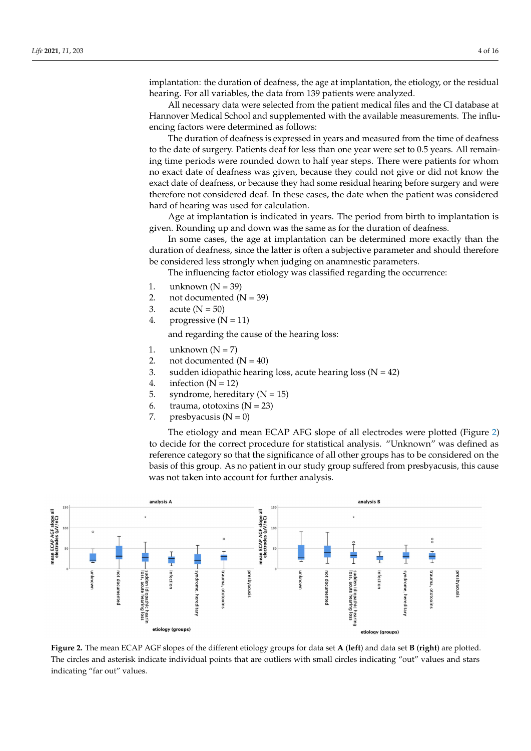implantation: the duration of deafness, the age at implantation, the etiology, or the residual hearing. For all variables, the data from 139 patients were analyzed.

All necessary data were selected from the patient medical files and the CI database at Hannover Medical School and supplemented with the available measurements. The influencing factors were determined as follows:

The duration of deafness is expressed in years and measured from the time of deafness to the date of surgery. Patients deaf for less than one year were set to 0.5 years. All remaining time periods were rounded down to half year steps. There were patients for whom no exact date of deafness was given, because they could not give or did not know the exact date of deafness, or because they had some residual hearing before surgery and were therefore not considered deaf. In these cases, the date when the patient was considered hard of hearing was used for calculation.

Age at implantation is indicated in years. The period from birth to implantation is given. Rounding up and down was the same as for the duration of deafness.

In some cases, the age at implantation can be determined more exactly than the duration of deafness, since the latter is often a subjective parameter and should therefore be considered less strongly when judging on anamnestic parameters.

The influencing factor etiology was classified regarding the occurrence:

1. unknown (N = 39)
2. not documented (N = 39)
3. acute (N = 50)
4. progressive (N = 11)

and regarding the cause of the hearing loss:

1. unknown (N = 7)
2. not documented (N = 40)
3. sudden idiopathic hearing loss, acute hearing loss (N = 42)
4. infection (N = 12)
5. syndrome, hereditary (N = 15)
6. trauma, ototoxins (N = 23)
7. presbyacusis (N = 0)

The etiology and mean ECAP AFG slope of all electrodes were plotted (Figure 2) to decide for the correct procedure for statistical analysis. "Unknown" was defined as reference category so that the significance of all other groups has to be considered on the basis of this group. As no patient in our study group suffered from presbyacusis, this cause was not taken into account for further analysis.

**Figure 2.** The mean ECAP AGF slopes of the different etiology groups for data set **A** (**left**) and data set **B** (**right**) are plotted. The circles and asterisk indicate individual points that are outliers with small circles indicating "out" values and stars indicating "far out" values.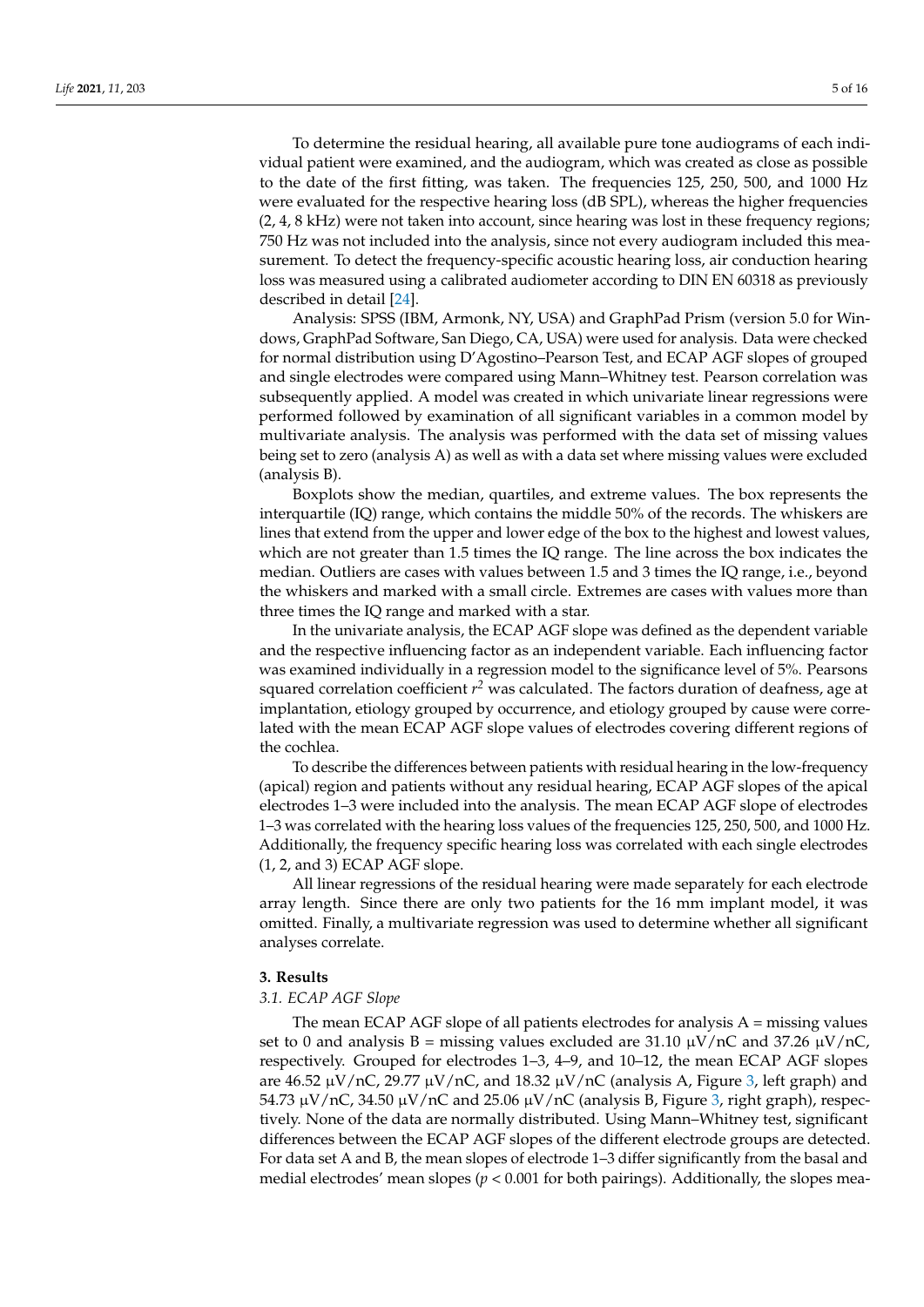To determine the residual hearing, all available pure tone audiograms of each individual patient were examined, and the audiogram, which was created as close as possible to the date of the first fitting, was taken. The frequencies 125, 250, 500, and 1000 Hz were evaluated for the respective hearing loss (dB SPL), whereas the higher frequencies (2, 4, 8 kHz) were not taken into account, since hearing was lost in these frequency regions; 750 Hz was not included into the analysis, since not every audiogram included this measurement. To detect the frequency-specific acoustic hearing loss, air conduction hearing loss was measured using a calibrated audiometer according to DIN EN 60318 as previously described in detail [24].

Analysis: SPSS (IBM, Armonk, NY, USA) and GraphPad Prism (version 5.0 for Windows, GraphPad Software, San Diego, CA, USA) were used for analysis. Data were checked for normal distribution using D'Agostino–Pearson Test, and ECAP AGF slopes of grouped and single electrodes were compared using Mann–Whitney test. Pearson correlation was subsequently applied. A model was created in which univariate linear regressions were performed followed by examination of all significant variables in a common model by multivariate analysis. The analysis was performed with the data set of missing values being set to zero (analysis A) as well as with a data set where missing values were excluded (analysis B).

Boxplots show the median, quartiles, and extreme values. The box represents the interquartile (IQ) range, which contains the middle 50% of the records. The whiskers are lines that extend from the upper and lower edge of the box to the highest and lowest values, which are not greater than 1.5 times the IQ range. The line across the box indicates the median. Outliers are cases with values between 1.5 and 3 times the IQ range, i.e., beyond the whiskers and marked with a small circle. Extremes are cases with values more than three times the IQ range and marked with a star.

In the univariate analysis, the ECAP AGF slope was defined as the dependent variable and the respective influencing factor as an independent variable. Each influencing factor was examined individually in a regression model to the significance level of 5%. Pearsons squared correlation coefficient $r^2$ was calculated. The factors duration of deafness, age at implantation, etiology grouped by occurrence, and etiology grouped by cause were correlated with the mean ECAP AGF slope values of electrodes covering different regions of the cochlea.

To describe the differences between patients with residual hearing in the low-frequency (apical) region and patients without any residual hearing, ECAP AGF slopes of the apical electrodes 1–3 were included into the analysis. The mean ECAP AGF slope of electrodes 1–3 was correlated with the hearing loss values of the frequencies 125, 250, 500, and 1000 Hz. Additionally, the frequency specific hearing loss was correlated with each single electrodes (1, 2, and 3) ECAP AGF slope.

All linear regressions of the residual hearing were made separately for each electrode array length. Since there are only two patients for the 16 mm implant model, it was omitted. Finally, a multivariate regression was used to determine whether all significant analyses correlate.

## 3. Results

### 3.1. ECAP AGF Slope

The mean ECAP AGF slope of all patients electrodes for analysis A = missing values set to 0 and analysis B = missing values excluded are 31.10 µV/nC and 37.26 µV/nC, respectively. Grouped for electrodes 1–3, 4–9, and 10–12, the mean ECAP AGF slopes are 46.52 µV/nC, 29.77 µV/nC, and 18.32 µV/nC (analysis A, Figure 3, left graph) and 54.73 µV/nC, 34.50 µV/nC and 25.06 µV/nC (analysis B, Figure 3, right graph), respectively. None of the data are normally distributed. Using Mann–Whitney test, significant differences between the ECAP AGF slopes of the different electrode groups are detected. For data set A and B, the mean slopes of electrode 1–3 differ significantly from the basal and medial electrodes' mean slopes ($p < 0.001$ for both pairings). Additionally, the slopes mea-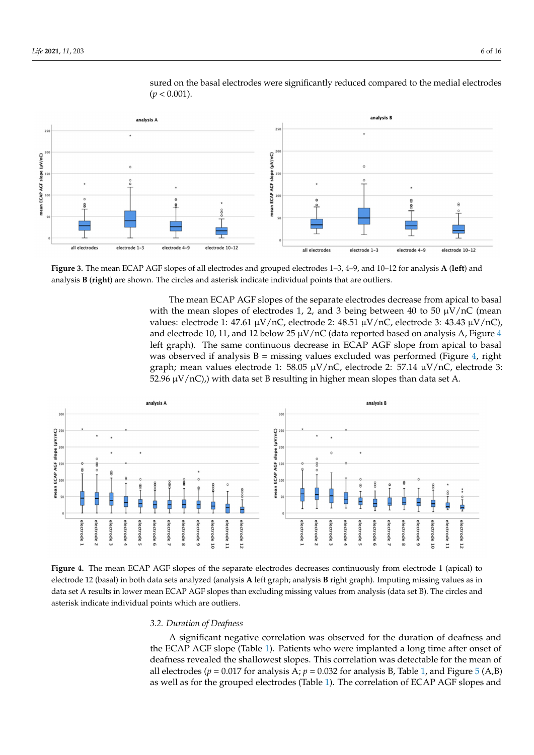sured on the basal electrodes were significantly reduced compared to the medial electrodes ($p < 0.001$).

**Figure 3.** The mean ECAP AGF slopes of all electrodes and grouped electrodes 1–3, 4–9, and 10–12 for analysis **A** (**left**) and analysis **B** (**right**) are shown. The circles and asterisk indicate individual points that are outliers.

The mean ECAP AGF slopes of the separate electrodes decrease from apical to basal with the mean slopes of electrodes 1, 2, and 3 being between 40 to 50 µV/nC (mean values: electrode 1: 47.61 µV/nC, electrode 2: 48.51 µV/nC, electrode 3: 43.43 µV/nC), and electrode 10, 11, and 12 below 25 µV/nC (data reported based on analysis A, Figure 4 left graph). The same continuous decrease in ECAP AGF slope from apical to basal was observed if analysis B = missing values excluded was performed (Figure 4, right graph; mean values electrode 1: 58.05 µV/nC, electrode 2: 57.14 µV/nC, electrode 3: 52.96 µV/nC),) with data set B resulting in higher mean slopes than data set A.

**Figure 4.** The mean ECAP AGF slopes of the separate electrodes decreases continuously from electrode 1 (apical) to electrode 12 (basal) in both data sets analyzed (analysis **A** left graph; analysis **B** right graph). Imputing missing values as in data set A results in lower mean ECAP AGF slopes than excluding missing values from analysis (data set B). The circles and asterisk indicate individual points which are outliers.

### 3.2. Duration of Deafness

A significant negative correlation was observed for the duration of deafness and the ECAP AGF slope (Table 1). Patients who were implanted a long time after onset of deafness revealed the shallowest slopes. This correlation was detectable for the mean of all electrodes ($p = 0.017$ for analysis A; $p = 0.032$ for analysis B, Table 1, and Figure 5 (A,B) as well as for the grouped electrodes (Table 1). The correlation of ECAP AGF slopes and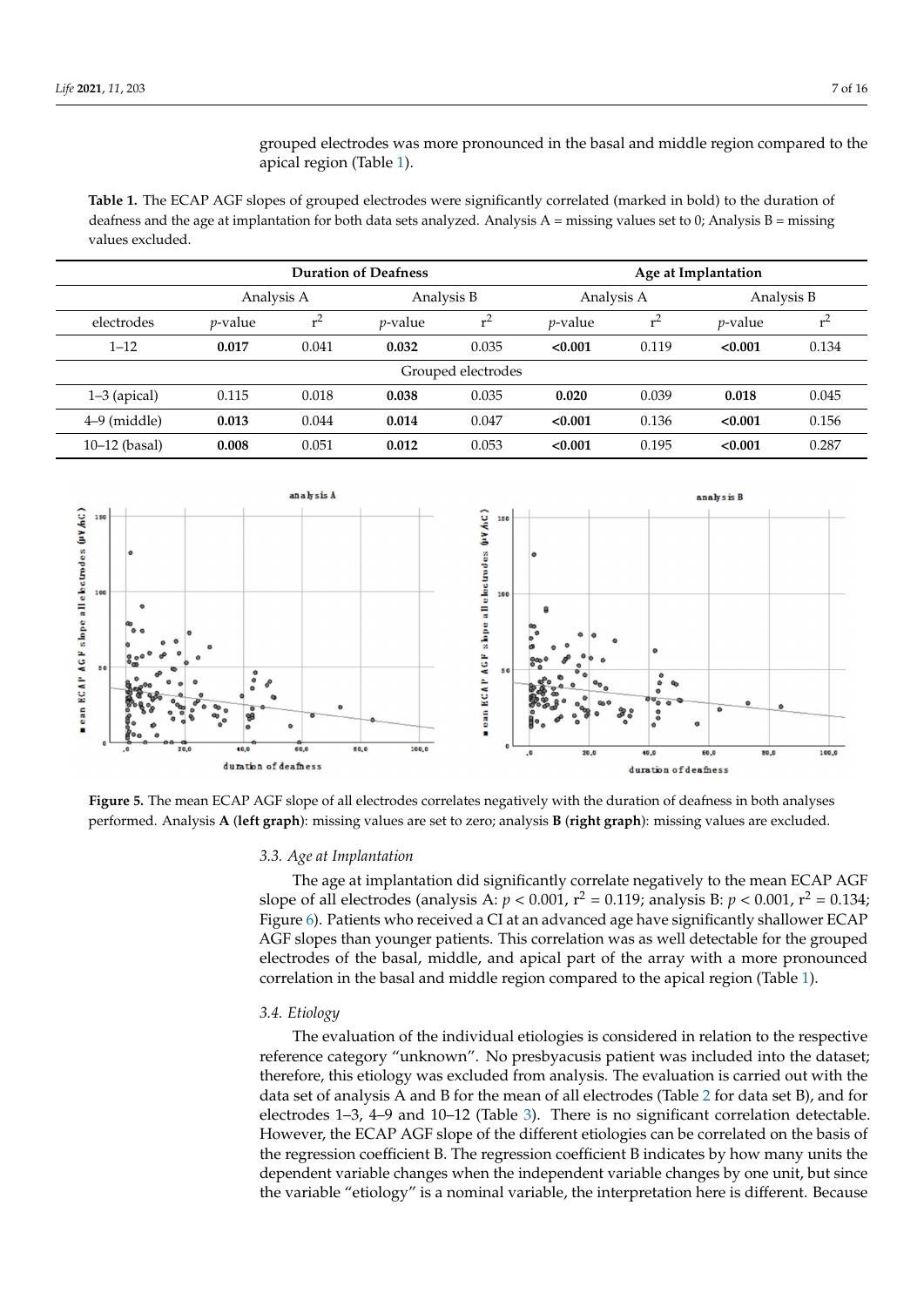grouped electrodes was more pronounced in the basal and middle region compared to the apical region (Table 1).

**Table 1.** The ECAP AGF slopes of grouped electrodes were significantly correlated (marked in bold) to the duration of deafness and the age at implantation for both data sets analyzed. Analysis A = missing values set to 0; Analysis B = missing values excluded.

| | Duration of Deafness | | | | Age at Implantation | | | |
|---|---|---|---|---|---|---|---|---|
| | Analysis A | | Analysis B | | Analysis A | | Analysis B | |
| electrodes | *p*-value | $r^2$ | *p*-value | $r^2$ | *p*-value | $r^2$ | *p*-value | $r^2$ |
| 1–12 | **0.017** | 0.041 | **0.032** | 0.035 | **<0.001** | 0.119 | **<0.001** | 0.134 |
| Grouped electrodes | | | | | | | | |
| 1–3 (apical) | 0.115 | 0.018 | **0.038** | 0.035 | **0.020** | 0.039 | **0.018** | 0.045 |
| 4–9 (middle) | **0.013** | 0.044 | **0.014** | 0.047 | **<0.001** | 0.136 | **<0.001** | 0.156 |
| 10–12 (basal) | **0.008** | 0.051 | **0.012** | 0.053 | **<0.001** | 0.195 | **<0.001** | 0.287 |

**Figure 5.** The mean ECAP AGF slope of all electrodes correlates negatively with the duration of deafness in both analyses performed. Analysis **A** (**left graph**): missing values are set to zero; analysis **B** (**right graph**): missing values are excluded.

### 3.3. Age at Implantation

The age at implantation did significantly correlate negatively to the mean ECAP AGF slope of all electrodes (analysis A: $p < 0.001$, $r^2 = 0.119$; analysis B: $p < 0.001$, $r^2 = 0.134$; Figure 6). Patients who received a CI at an advanced age have significantly shallower ECAP AGF slopes than younger patients. This correlation was as well detectable for the grouped electrodes of the basal, middle, and apical part of the array with a more pronounced correlation in the basal and middle region compared to the apical region (Table 1).

### 3.4. Etiology

The evaluation of the individual etiologies is considered in relation to the respective reference category "unknown". No presbyacusis patient was included into the dataset; therefore, this etiology was excluded from analysis. The evaluation is carried out with the data set of analysis A and B for the mean of all electrodes (Table 2 for data set B), and for electrodes 1–3, 4–9 and 10–12 (Table 3). There is no significant correlation detectable. However, the ECAP AGF slope of the different etiologies can be correlated on the basis of the regression coefficient B. The regression coefficient B indicates by how many units the dependent variable changes when the independent variable changes by one unit, but since the variable "etiology" is a nominal variable, the interpretation here is different. Because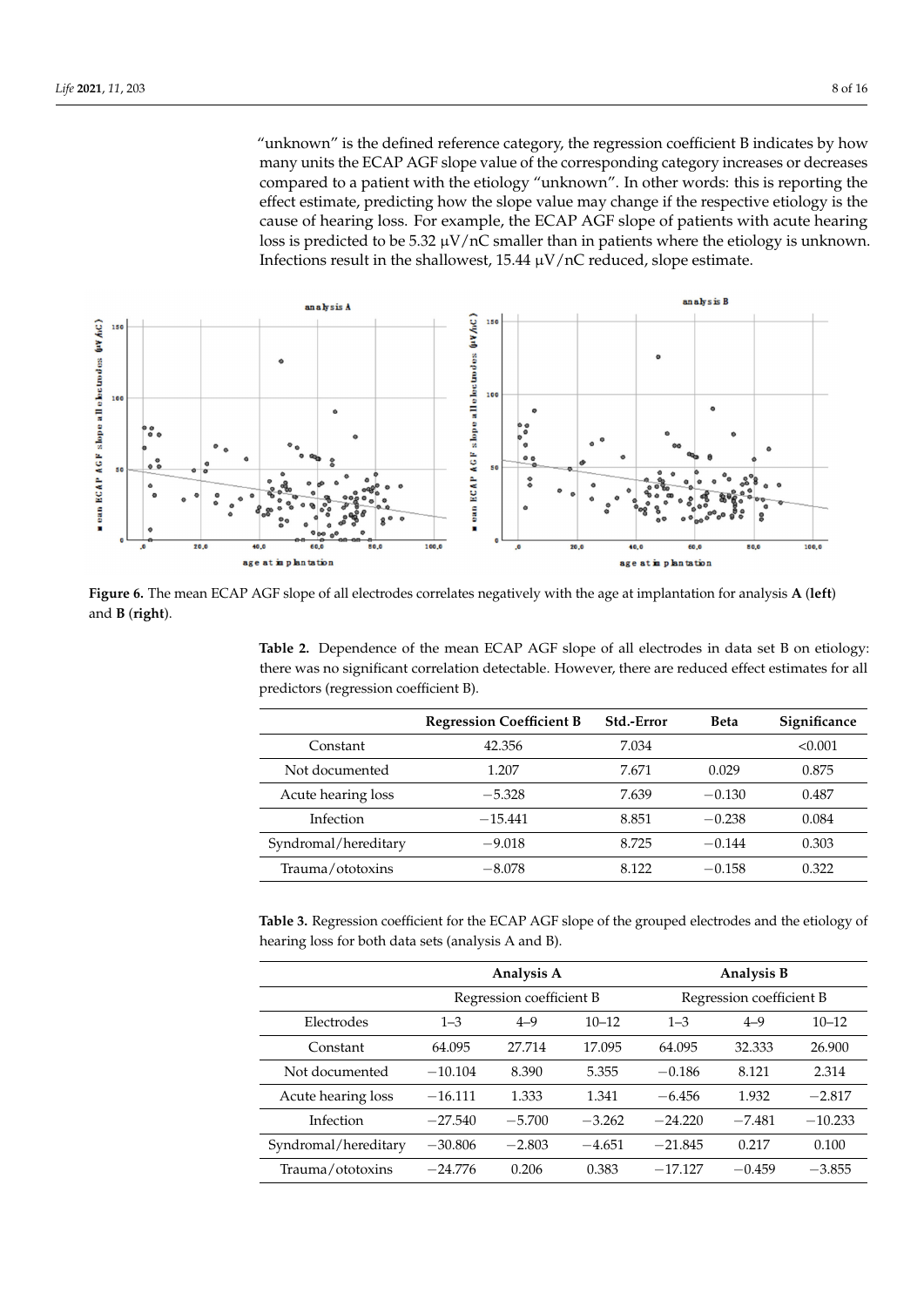"unknown" is the defined reference category, the regression coefficient B indicates by how many units the ECAP AGF slope value of the corresponding category increases or decreases compared to a patient with the etiology "unknown". In other words: this is reporting the effect estimate, predicting how the slope value may change if the respective etiology is the cause of hearing loss. For example, the ECAP AGF slope of patients with acute hearing loss is predicted to be 5.32 μV/nC smaller than in patients where the etiology is unknown. Infections result in the shallowest, 15.44 μV/nC reduced, slope estimate.

**Figure 6.** The mean ECAP AGF slope of all electrodes correlates negatively with the age at implantation for analysis **A** (**left**) and **B** (**right**).

**Table 2.** Dependence of the mean ECAP AGF slope of all electrodes in data set B on etiology: there was no significant correlation detectable. However, there are reduced effect estimates for all predictors (regression coefficient B).

| | Regression Coefficient B | Std.-Error | Beta | Significance |
|---|---|---|---|---|
| Constant | 42.356 | 7.034 | | <0.001 |
| Not documented | 1.207 | 7.671 | 0.029 | 0.875 |
| Acute hearing loss | −5.328 | 7.639 | −0.130 | 0.487 |
| Infection | −15.441 | 8.851 | −0.238 | 0.084 |
| Syndromal/hereditary | −9.018 | 8.725 | −0.144 | 0.303 |
| Trauma/ototoxins | −8.078 | 8.122 | −0.158 | 0.322 |

**Table 3.** Regression coefficient for the ECAP AGF slope of the grouped electrodes and the etiology of hearing loss for both data sets (analysis A and B).

| | Analysis A | | | Analysis B | | |
|---|---|---|---|---|---|---|
| | Regression coefficient B | | | Regression coefficient B | | |
| Electrodes | 1–3 | 4–9 | 10–12 | 1–3 | 4–9 | 10–12 |
| Constant | 64.095 | 27.714 | 17.095 | 64.095 | 32.333 | 26.900 |
| Not documented | −10.104 | 8.390 | 5.355 | −0.186 | 8.121 | 2.314 |
| Acute hearing loss | −16.111 | 1.333 | 1.341 | −6.456 | 1.932 | −2.817 |
| Infection | −27.540 | −5.700 | −3.262 | −24.220 | −7.481 | −10.233 |
| Syndromal/hereditary | −30.806 | −2.803 | −4.651 | −21.845 | 0.217 | 0.100 |
| Trauma/ototoxins | −24.776 | 0.206 | 0.383 | −17.127 | −0.459 | −3.855 |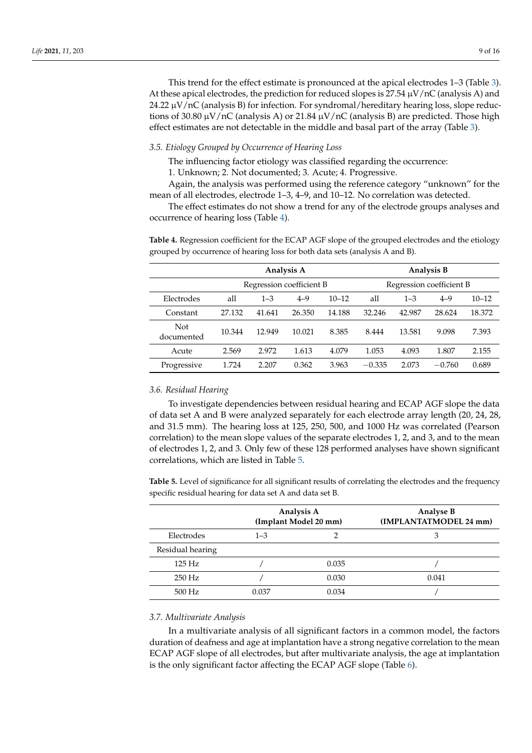This trend for the effect estimate is pronounced at the apical electrodes 1–3 (Table 3). At these apical electrodes, the prediction for reduced slopes is 27.54 μV/nC (analysis A) and 24.22 μV/nC (analysis B) for infection. For syndromal/hereditary hearing loss, slope reductions of 30.80 μV/nC (analysis A) or 21.84 μV/nC (analysis B) are predicted. Those high effect estimates are not detectable in the middle and basal part of the array (Table 3).

### *3.5. Etiology Grouped by Occurrence of Hearing Loss*

The influencing factor etiology was classified regarding the occurrence:

1. Unknown; 2. Not documented; 3. Acute; 4. Progressive.

Again, the analysis was performed using the reference category "unknown" for the mean of all electrodes, electrode 1–3, 4–9, and 10–12. No correlation was detected.

The effect estimates do not show a trend for any of the electrode groups analyses and occurrence of hearing loss (Table 4).

**Table 4.** Regression coefficient for the ECAP AGF slope of the grouped electrodes and the etiology grouped by occurrence of hearing loss for both data sets (analysis A and B).

| | **Analysis A** | | | | **Analysis B** | | | |
|---|---|---|---|---|---|---|---|---|
| | Regression coefficient B | | | | Regression coefficient B | | | |
| Electrodes | all | 1–3 | 4–9 | 10–12 | all | 1–3 | 4–9 | 10–12 |
| Constant | 27.132 | 41.641 | 26.350 | 14.188 | 32.246 | 42.987 | 28.624 | 18.372 |
| Not documented | 10.344 | 12.949 | 10.021 | 8.385 | 8.444 | 13.581 | 9.098 | 7.393 |
| Acute | 2.569 | 2.972 | 1.613 | 4.079 | 1.053 | 4.093 | 1.807 | 2.155 |
| Progressive | 1.724 | 2.207 | 0.362 | 3.963 | −0.335 | 2.073 | −0.760 | 0.689 |

### *3.6. Residual Hearing*

To investigate dependencies between residual hearing and ECAP AGF slope the data of data set A and B were analyzed separately for each electrode array length (20, 24, 28, and 31.5 mm). The hearing loss at 125, 250, 500, and 1000 Hz was correlated (Pearson correlation) to the mean slope values of the separate electrodes 1, 2, and 3, and to the mean of electrodes 1, 2, and 3. Only few of these 128 performed analyses have shown significant correlations, which are listed in Table 5.

**Table 5.** Level of significance for all significant results of correlating the electrodes and the frequency specific residual hearing for data set A and data set B.

| | **Analysis A (Implant Model 20 mm)** | | **Analyse B (IMPLANTATMODEL 24 mm)** |
|---|---|---|---|
| Electrodes | 1–3 | 2 | 3 |
| Residual hearing | | | |
| 125 Hz | / | 0.035 | / |
| 250 Hz | / | 0.030 | 0.041 |
| 500 Hz | 0.037 | 0.034 | / |

### *3.7. Multivariate Analysis*

In a multivariate analysis of all significant factors in a common model, the factors duration of deafness and age at implantation have a strong negative correlation to the mean ECAP AGF slope of all electrodes, but after multivariate analysis, the age at implantation is the only significant factor affecting the ECAP AGF slope (Table 6).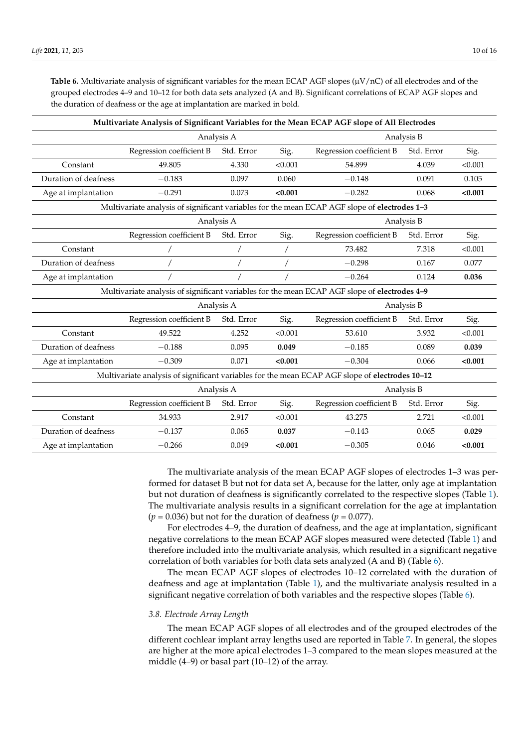**Table 6.** Multivariate analysis of significant variables for the mean ECAP AGF slopes (µV/nC) of all electrodes and of the grouped electrodes 4–9 and 10–12 for both data sets analyzed (A and B). Significant correlations of ECAP AGF slopes and the duration of deafness or the age at implantation are marked in bold.

| **Multivariate Analysis of Significant Variables for the Mean ECAP AGF slope of All Electrodes** | | | | | | |
|---|---|---|---|---|---|---|
| | Analysis A | | | Analysis B | | |
| | Regression coefficient B | Std. Error | Sig. | Regression coefficient B | Std. Error | Sig. |
| Constant | 49.805 | 4.330 | <0.001 | 54.899 | 4.039 | <0.001 |
| Duration of deafness | −0.183 | 0.097 | 0.060 | −0.148 | 0.091 | 0.105 |
| Age at implantation | −0.291 | 0.073 | **<0.001** | −0.282 | 0.068 | **<0.001** |
| Multivariate analysis of significant variables for the mean ECAP AGF slope of **electrodes 1–3** | | | | | | |
| | Analysis A | | | Analysis B | | |
| | Regression coefficient B | Std. Error | Sig. | Regression coefficient B | Std. Error | Sig. |
| Constant | / | / | / | 73.482 | 7.318 | <0.001 |
| Duration of deafness | / | / | / | −0.298 | 0.167 | 0.077 |
| Age at implantation | / | / | / | −0.264 | 0.124 | **0.036** |
| Multivariate analysis of significant variables for the mean ECAP AGF slope of **electrodes 4–9** | | | | | | |
| | Analysis A | | | Analysis B | | |
| | Regression coefficient B | Std. Error | Sig. | Regression coefficient B | Std. Error | Sig. |
| Constant | 49.522 | 4.252 | <0.001 | 53.610 | 3.932 | <0.001 |
| Duration of deafness | −0.188 | 0.095 | **0.049** | −0.185 | 0.089 | **0.039** |
| Age at implantation | −0.309 | 0.071 | **<0.001** | −0.304 | 0.066 | **<0.001** |
| Multivariate analysis of significant variables for the mean ECAP AGF slope of **electrodes 10–12** | | | | | | |
| | Analysis A | | | Analysis B | | |
| | Regression coefficient B | Std. Error | Sig. | Regression coefficient B | Std. Error | Sig. |
| Constant | 34.933 | 2.917 | <0.001 | 43.275 | 2.721 | <0.001 |
| Duration of deafness | −0.137 | 0.065 | **0.037** | −0.143 | 0.065 | **0.029** |
| Age at implantation | −0.266 | 0.049 | **<0.001** | −0.305 | 0.046 | **<0.001** |

The multivariate analysis of the mean ECAP AGF slopes of electrodes 1–3 was performed for dataset B but not for data set A, because for the latter, only age at implantation but not duration of deafness is significantly correlated to the respective slopes (Table 1). The multivariate analysis results in a significant correlation for the age at implantation ($p = 0.036$) but not for the duration of deafness ($p = 0.077$).

For electrodes 4–9, the duration of deafness, and the age at implantation, significant negative correlations to the mean ECAP AGF slopes measured were detected (Table 1) and therefore included into the multivariate analysis, which resulted in a significant negative correlation of both variables for both data sets analyzed (A and B) (Table 6).

The mean ECAP AGF slopes of electrodes 10–12 correlated with the duration of deafness and age at implantation (Table 1), and the multivariate analysis resulted in a significant negative correlation of both variables and the respective slopes (Table 6).

### *3.8. Electrode Array Length*

The mean ECAP AGF slopes of all electrodes and of the grouped electrodes of the different cochlear implant array lengths used are reported in Table 7. In general, the slopes are higher at the more apical electrodes 1–3 compared to the mean slopes measured at the middle (4–9) or basal part (10–12) of the array.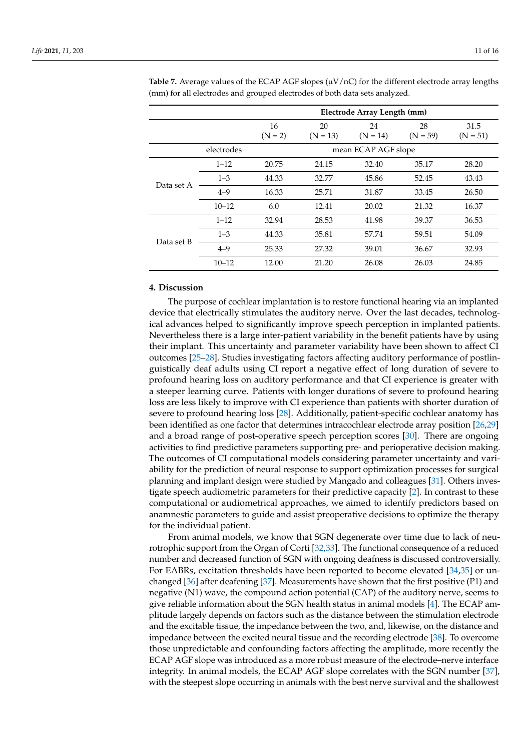**Table 7.** Average values of the ECAP AGF slopes (µV/nC) for the different electrode array lengths (mm) for all electrodes and grouped electrodes of both data sets analyzed.

| | | Electrode Array Length (mm) | | | | |
|---|---|---|---|---|---|---|
| | | 16 (N = 2) | 20 (N = 13) | 24 (N = 14) | 28 (N = 59) | 31.5 (N = 51) |
| | electrodes | mean ECAP AGF slope | | | | |
| Data set A | 1–12 | 20.75 | 24.15 | 32.40 | 35.17 | 28.20 |
| | 1–3 | 44.33 | 32.77 | 45.86 | 52.45 | 43.43 |
| | 4–9 | 16.33 | 25.71 | 31.87 | 33.45 | 26.50 |
| | 10–12 | 6.0 | 12.41 | 20.02 | 21.32 | 16.37 |
| Data set B | 1–12 | 32.94 | 28.53 | 41.98 | 39.37 | 36.53 |
| | 1–3 | 44.33 | 35.81 | 57.74 | 59.51 | 54.09 |
| | 4–9 | 25.33 | 27.32 | 39.01 | 36.67 | 32.93 |
| | 10–12 | 12.00 | 21.20 | 26.08 | 26.03 | 24.85 |

## 4. Discussion

The purpose of cochlear implantation is to restore functional hearing via an implanted device that electrically stimulates the auditory nerve. Over the last decades, technological advances helped to significantly improve speech perception in implanted patients. Nevertheless there is a large inter-patient variability in the benefit patients have by using their implant. This uncertainty and parameter variability have been shown to affect CI outcomes [25–28]. Studies investigating factors affecting auditory performance of postlinguistically deaf adults using CI report a negative effect of long duration of severe to profound hearing loss on auditory performance and that CI experience is greater with a steeper learning curve. Patients with longer durations of severe to profound hearing loss are less likely to improve with CI experience than patients with shorter duration of severe to profound hearing loss [28]. Additionally, patient-specific cochlear anatomy has been identified as one factor that determines intracochlear electrode array position [26,29] and a broad range of post-operative speech perception scores [30]. There are ongoing activities to find predictive parameters supporting pre- and perioperative decision making. The outcomes of CI computational models considering parameter uncertainty and variability for the prediction of neural response to support optimization processes for surgical planning and implant design were studied by Mangado and colleagues [31]. Others investigate speech audiometric parameters for their predictive capacity [2]. In contrast to these computational or audiometrical approaches, we aimed to identify predictors based on anamnestic parameters to guide and assist preoperative decisions to optimize the therapy for the individual patient.

From animal models, we know that SGN degenerate over time due to lack of neurotrophic support from the Organ of Corti [32,33]. The functional consequence of a reduced number and decreased function of SGN with ongoing deafness is discussed controversially. For EABRs, excitation thresholds have been reported to become elevated [34,35] or unchanged [36] after deafening [37]. Measurements have shown that the first positive (P1) and negative (N1) wave, the compound action potential (CAP) of the auditory nerve, seems to give reliable information about the SGN health status in animal models [4]. The ECAP amplitude largely depends on factors such as the distance between the stimulation electrode and the excitable tissue, the impedance between the two, and, likewise, on the distance and impedance between the excited neural tissue and the recording electrode [38]. To overcome those unpredictable and confounding factors affecting the amplitude, more recently the ECAP AGF slope was introduced as a more robust measure of the electrode–nerve interface integrity. In animal models, the ECAP AGF slope correlates with the SGN number [37], with the steepest slope occurring in animals with the best nerve survival and the shallowest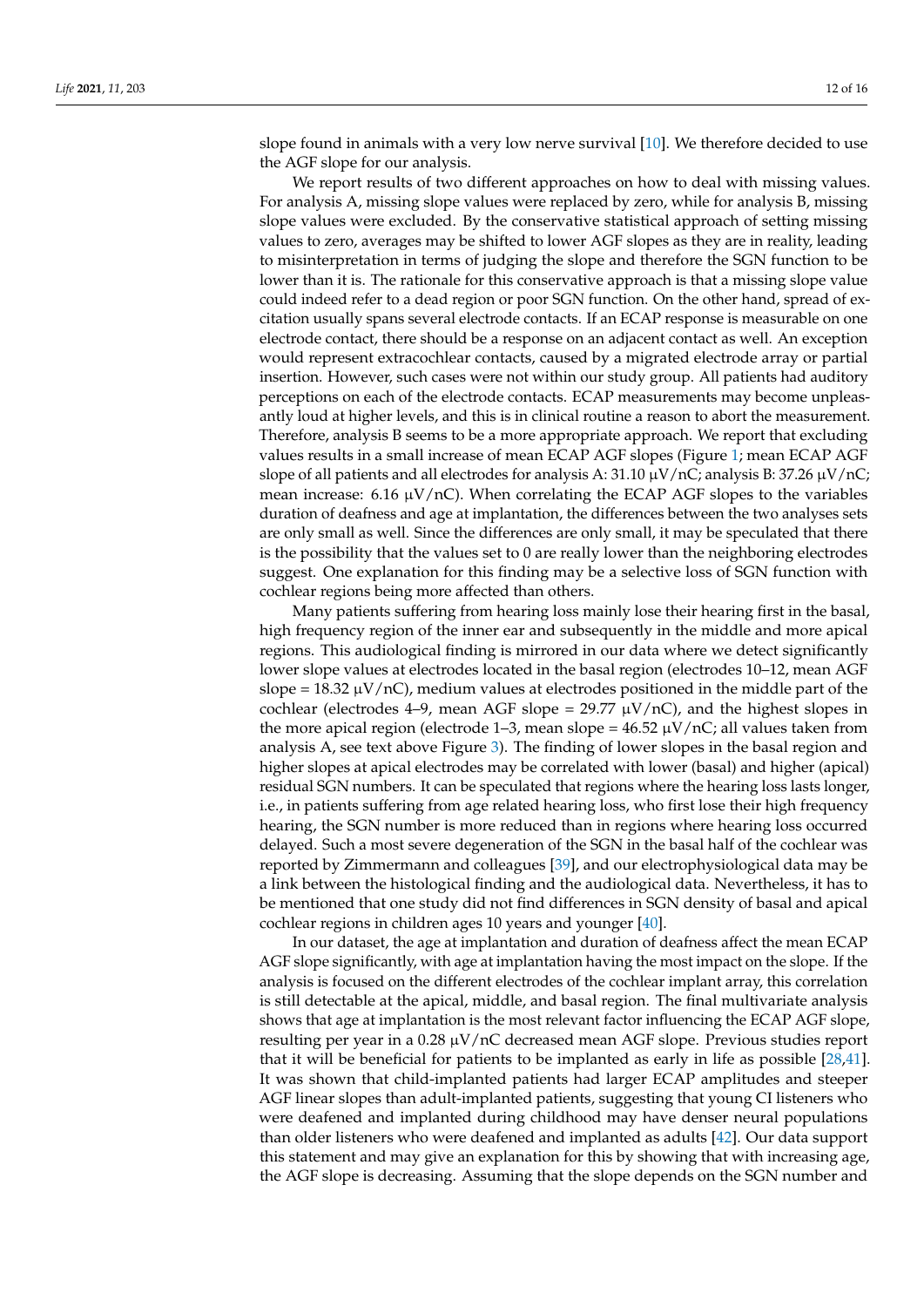slope found in animals with a very low nerve survival [10]. We therefore decided to use the AGF slope for our analysis.

We report results of two different approaches on how to deal with missing values. For analysis A, missing slope values were replaced by zero, while for analysis B, missing slope values were excluded. By the conservative statistical approach of setting missing values to zero, averages may be shifted to lower AGF slopes as they are in reality, leading to misinterpretation in terms of judging the slope and therefore the SGN function to be lower than it is. The rationale for this conservative approach is that a missing slope value could indeed refer to a dead region or poor SGN function. On the other hand, spread of excitation usually spans several electrode contacts. If an ECAP response is measurable on one electrode contact, there should be a response on an adjacent contact as well. An exception would represent extracochlear contacts, caused by a migrated electrode array or partial insertion. However, such cases were not within our study group. All patients had auditory perceptions on each of the electrode contacts. ECAP measurements may become unpleasantly loud at higher levels, and this is in clinical routine a reason to abort the measurement. Therefore, analysis B seems to be a more appropriate approach. We report that excluding values results in a small increase of mean ECAP AGF slopes (Figure 1; mean ECAP AGF slope of all patients and all electrodes for analysis A: 31.10 μV/nC; analysis B: 37.26 μV/nC; mean increase: 6.16 μV/nC). When correlating the ECAP AGF slopes to the variables duration of deafness and age at implantation, the differences between the two analyses sets are only small as well. Since the differences are only small, it may be speculated that there is the possibility that the values set to 0 are really lower than the neighboring electrodes suggest. One explanation for this finding may be a selective loss of SGN function with cochlear regions being more affected than others.

Many patients suffering from hearing loss mainly lose their hearing first in the basal, high frequency region of the inner ear and subsequently in the middle and more apical regions. This audiological finding is mirrored in our data where we detect significantly lower slope values at electrodes located in the basal region (electrodes 10–12, mean AGF slope = 18.32 μV/nC), medium values at electrodes positioned in the middle part of the cochlear (electrodes 4–9, mean AGF slope = 29.77 μV/nC), and the highest slopes in the more apical region (electrode 1–3, mean slope = 46.52 μV/nC; all values taken from analysis A, see text above Figure 3). The finding of lower slopes in the basal region and higher slopes at apical electrodes may be correlated with lower (basal) and higher (apical) residual SGN numbers. It can be speculated that regions where the hearing loss lasts longer, i.e., in patients suffering from age related hearing loss, who first lose their high frequency hearing, the SGN number is more reduced than in regions where hearing loss occurred delayed. Such a most severe degeneration of the SGN in the basal half of the cochlear was reported by Zimmermann and colleagues [39], and our electrophysiological data may be a link between the histological finding and the audiological data. Nevertheless, it has to be mentioned that one study did not find differences in SGN density of basal and apical cochlear regions in children ages 10 years and younger [40].

In our dataset, the age at implantation and duration of deafness affect the mean ECAP AGF slope significantly, with age at implantation having the most impact on the slope. If the analysis is focused on the different electrodes of the cochlear implant array, this correlation is still detectable at the apical, middle, and basal region. The final multivariate analysis shows that age at implantation is the most relevant factor influencing the ECAP AGF slope, resulting per year in a 0.28 μV/nC decreased mean AGF slope. Previous studies report that it will be beneficial for patients to be implanted as early in life as possible [28,41]. It was shown that child-implanted patients had larger ECAP amplitudes and steeper AGF linear slopes than adult-implanted patients, suggesting that young CI listeners who were deafened and implanted during childhood may have denser neural populations than older listeners who were deafened and implanted as adults [42]. Our data support this statement and may give an explanation for this by showing that with increasing age, the AGF slope is decreasing. Assuming that the slope depends on the SGN number and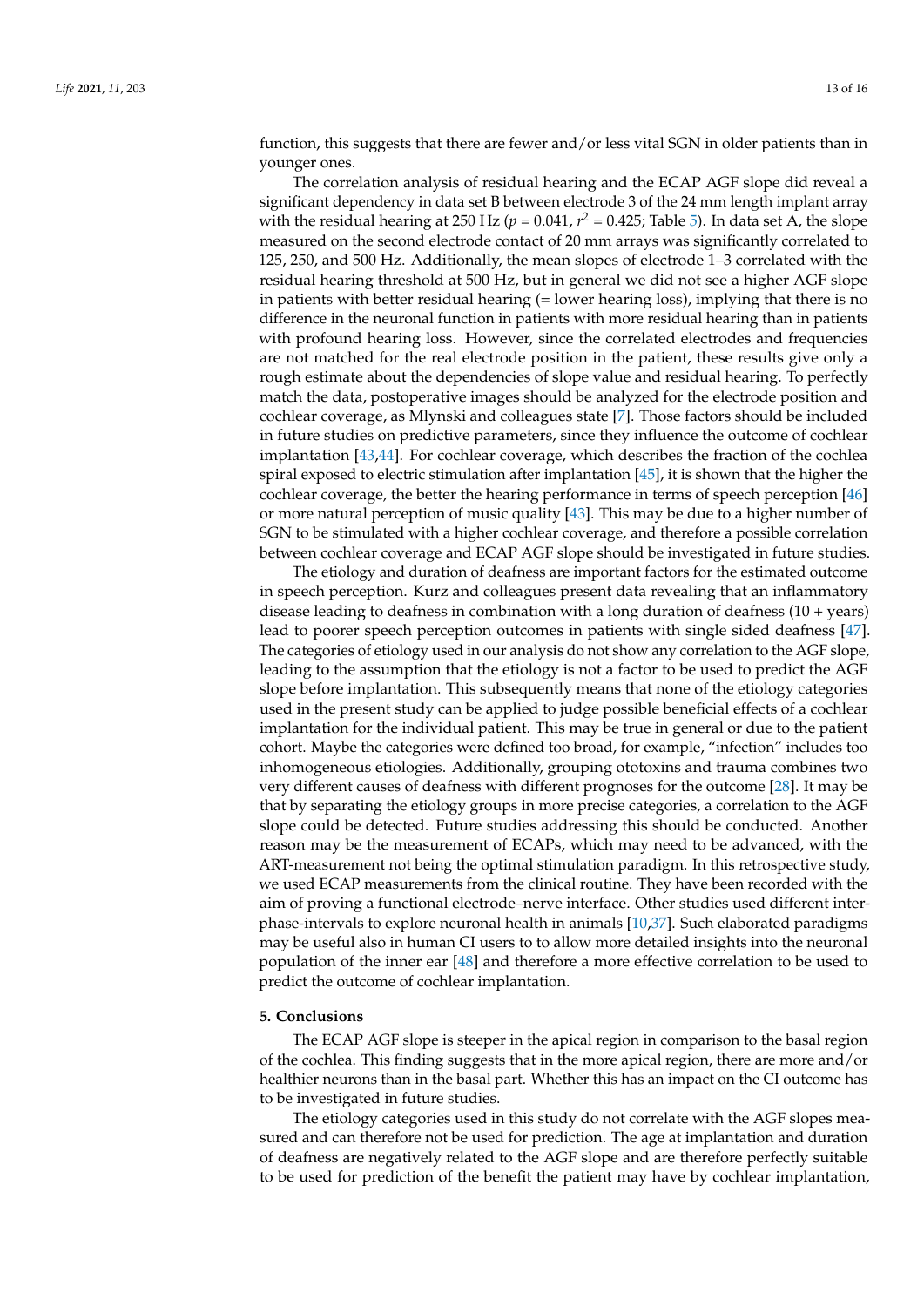function, this suggests that there are fewer and/or less vital SGN in older patients than in younger ones.

The correlation analysis of residual hearing and the ECAP AGF slope did reveal a significant dependency in data set B between electrode 3 of the 24 mm length implant array with the residual hearing at 250 Hz ($p = 0.041$, $r^2 = 0.425$; Table 5). In data set A, the slope measured on the second electrode contact of 20 mm arrays was significantly correlated to 125, 250, and 500 Hz. Additionally, the mean slopes of electrode 1–3 correlated with the residual hearing threshold at 500 Hz, but in general we did not see a higher AGF slope in patients with better residual hearing (= lower hearing loss), implying that there is no difference in the neuronal function in patients with more residual hearing than in patients with profound hearing loss. However, since the correlated electrodes and frequencies are not matched for the real electrode position in the patient, these results give only a rough estimate about the dependencies of slope value and residual hearing. To perfectly match the data, postoperative images should be analyzed for the electrode position and cochlear coverage, as Mlynski and colleagues state [7]. Those factors should be included in future studies on predictive parameters, since they influence the outcome of cochlear implantation [43,44]. For cochlear coverage, which describes the fraction of the cochlea spiral exposed to electric stimulation after implantation [45], it is shown that the higher the cochlear coverage, the better the hearing performance in terms of speech perception [46] or more natural perception of music quality [43]. This may be due to a higher number of SGN to be stimulated with a higher cochlear coverage, and therefore a possible correlation between cochlear coverage and ECAP AGF slope should be investigated in future studies.

The etiology and duration of deafness are important factors for the estimated outcome in speech perception. Kurz and colleagues present data revealing that an inflammatory disease leading to deafness in combination with a long duration of deafness (10 + years) lead to poorer speech perception outcomes in patients with single sided deafness [47]. The categories of etiology used in our analysis do not show any correlation to the AGF slope, leading to the assumption that the etiology is not a factor to be used to predict the AGF slope before implantation. This subsequently means that none of the etiology categories used in the present study can be applied to judge possible beneficial effects of a cochlear implantation for the individual patient. This may be true in general or due to the patient cohort. Maybe the categories were defined too broad, for example, "infection" includes too inhomogeneous etiologies. Additionally, grouping ototoxins and trauma combines two very different causes of deafness with different prognoses for the outcome [28]. It may be that by separating the etiology groups in more precise categories, a correlation to the AGF slope could be detected. Future studies addressing this should be conducted. Another reason may be the measurement of ECAPs, which may need to be advanced, with the ART-measurement not being the optimal stimulation paradigm. In this retrospective study, we used ECAP measurements from the clinical routine. They have been recorded with the aim of proving a functional electrode–nerve interface. Other studies used different inter-phase-intervals to explore neuronal health in animals [10,37]. Such elaborated paradigms may be useful also in human CI users to to allow more detailed insights into the neuronal population of the inner ear [48] and therefore a more effective correlation to be used to predict the outcome of cochlear implantation.

## 5. Conclusions

The ECAP AGF slope is steeper in the apical region in comparison to the basal region of the cochlea. This finding suggests that in the more apical region, there are more and/or healthier neurons than in the basal part. Whether this has an impact on the CI outcome has to be investigated in future studies.

The etiology categories used in this study do not correlate with the AGF slopes measured and can therefore not be used for prediction. The age at implantation and duration of deafness are negatively related to the AGF slope and are therefore perfectly suitable to be used for prediction of the benefit the patient may have by cochlear implantation,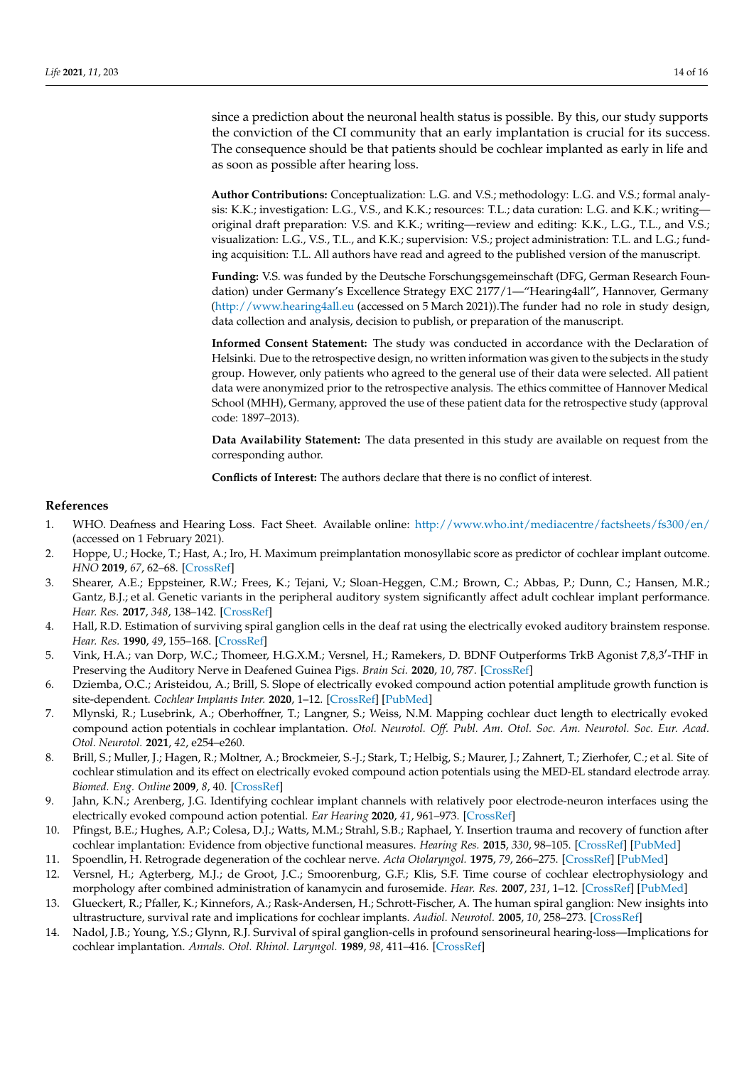since a prediction about the neuronal health status is possible. By this, our study supports the conviction of the CI community that an early implantation is crucial for its success. The consequence should be that patients should be cochlear implanted as early in life and as soon as possible after hearing loss.

**Author Contributions:** Conceptualization: L.G. and V.S.; methodology: L.G. and V.S.; formal analysis: K.K.; investigation: L.G., V.S., and K.K.; resources: T.L.; data curation: L.G. and K.K.; writing—original draft preparation: V.S. and K.K.; writing—review and editing: K.K., L.G., T.L., and V.S.; visualization: L.G., V.S., T.L., and K.K.; supervision: V.S.; project administration: T.L. and L.G.; funding acquisition: T.L. All authors have read and agreed to the published version of the manuscript.

**Funding:** V.S. was funded by the Deutsche Forschungsgemeinschaft (DFG, German Research Foundation) under Germany's Excellence Strategy EXC 2177/1—"Hearing4all", Hannover, Germany (http://www.hearing4all.eu (accessed on 5 March 2021)).The funder had no role in study design, data collection and analysis, decision to publish, or preparation of the manuscript.

**Informed Consent Statement:** The study was conducted in accordance with the Declaration of Helsinki. Due to the retrospective design, no written information was given to the subjects in the study group. However, only patients who agreed to the general use of their data were selected. All patient data were anonymized prior to the retrospective analysis. The ethics committee of Hannover Medical School (MHH), Germany, approved the use of these patient data for the retrospective study (approval code: 1897–2013).

**Data Availability Statement:** The data presented in this study are available on request from the corresponding author.

**Conflicts of Interest:** The authors declare that there is no conflict of interest.

## References

1. WHO. Deafness and Hearing Loss. Fact Sheet. Available online: http://www.who.int/mediacentre/factsheets/fs300/en/ (accessed on 1 February 2021).
2. Hoppe, U.; Hocke, T.; Hast, A.; Iro, H. Maximum preimplantation monosyllabic score as predictor of cochlear implant outcome. *HNO* **2019**, *67*, 62–68. [CrossRef]
3. Shearer, A.E.; Eppsteiner, R.W.; Frees, K.; Tejani, V.; Sloan-Heggen, C.M.; Brown, C.; Abbas, P.; Dunn, C.; Hansen, M.R.; Gantz, B.J.; et al. Genetic variants in the peripheral auditory system significantly affect adult cochlear implant performance. *Hear. Res.* **2017**, *348*, 138–142. [CrossRef]
4. Hall, R.D. Estimation of surviving spiral ganglion cells in the deaf rat using the electrically evoked auditory brainstem response. *Hear. Res.* **1990**, *49*, 155–168. [CrossRef]
5. Vink, H.A.; van Dorp, W.C.; Thomeer, H.G.X.M.; Versnel, H.; Ramekers, D. BDNF Outperforms TrkB Agonist 7,8,3′-THF in Preserving the Auditory Nerve in Deafened Guinea Pigs. *Brain Sci.* **2020**, *10*, 787. [CrossRef]
6. Dziemba, O.C.; Aristeidou, A.; Brill, S. Slope of electrically evoked compound action potential amplitude growth function is site-dependent. *Cochlear Implants Inter.* **2020**, 1–12. [CrossRef] [PubMed]
7. Mlynski, R.; Lusebrink, A.; Oberhoffner, T.; Langner, S.; Weiss, N.M. Mapping cochlear duct length to electrically evoked compound action potentials in cochlear implantation. *Otol. Neurotol. Off. Publ. Am. Otol. Soc. Am. Neurotol. Soc. Eur. Acad. Otol. Neurotol.* **2021**, *42*, e254–e260.
8. Brill, S.; Muller, J.; Hagen, R.; Moltner, A.; Brockmeier, S.-J.; Stark, T.; Helbig, S.; Maurer, J.; Zahnert, T.; Zierhofer, C.; et al. Site of cochlear stimulation and its effect on electrically evoked compound action potentials using the MED-EL standard electrode array. *Biomed. Eng. Online* **2009**, *8*, 40. [CrossRef]
9. Jahn, K.N.; Arenberg, J.G. Identifying cochlear implant channels with relatively poor electrode-neuron interfaces using the electrically evoked compound action potential. *Ear Hearing* **2020**, *41*, 961–973. [CrossRef]
10. Pfingst, B.E.; Hughes, A.P.; Colesa, D.J.; Watts, M.M.; Strahl, S.B.; Raphael, Y. Insertion trauma and recovery of function after cochlear implantation: Evidence from objective functional measures. *Hearing Res.* **2015**, *330*, 98–105. [CrossRef] [PubMed]
11. Spoendlin, H. Retrograde degeneration of the cochlear nerve. *Acta Otolaryngol.* **1975**, *79*, 266–275. [CrossRef] [PubMed]
12. Versnel, H.; Agterberg, M.J.; de Groot, J.C.; Smoorenburg, G.F.; Klis, S.F. Time course of cochlear electrophysiology and morphology after combined administration of kanamycin and furosemide. *Hear. Res.* **2007**, *231*, 1–12. [CrossRef] [PubMed]
13. Glueckert, R.; Pfaller, K.; Kinnefors, A.; Rask-Andersen, H.; Schrott-Fischer, A. The human spiral ganglion: New insights into ultrastructure, survival rate and implications for cochlear implants. *Audiol. Neurotol.* **2005**, *10*, 258–273. [CrossRef]
14. Nadol, J.B.; Young, Y.S.; Glynn, R.J. Survival of spiral ganglion-cells in profound sensorineural hearing-loss—Implications for cochlear implantation. *Annals. Otol. Rhinol. Laryngol.* **1989**, *98*, 411–416. [CrossRef]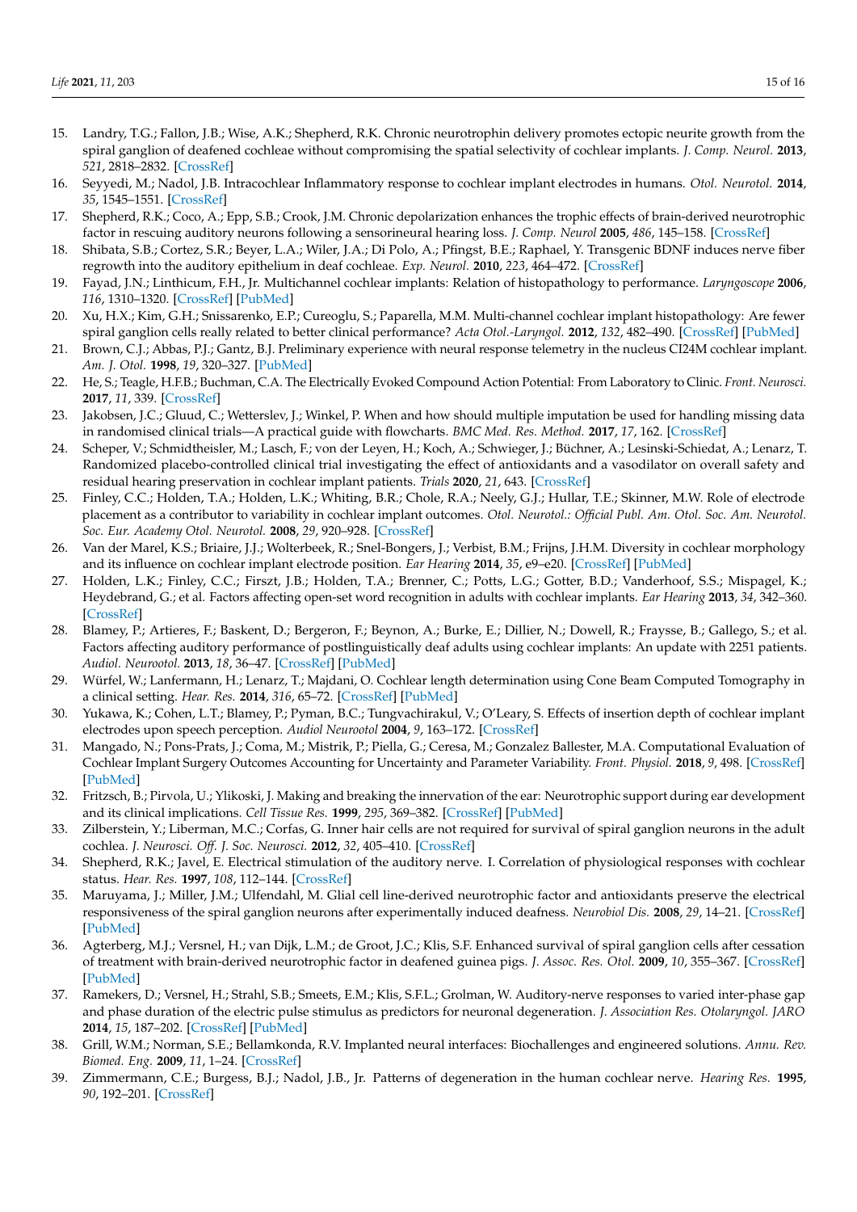15. Landry, T.G.; Fallon, J.B.; Wise, A.K.; Shepherd, R.K. Chronic neurotrophin delivery promotes ectopic neurite growth from the spiral ganglion of deafened cochleae without compromising the spatial selectivity of cochlear implants. *J. Comp. Neurol.* **2013**, *521*, 2818–2832. [CrossRef]
16. Seyyedi, M.; Nadol, J.B. Intracochlear Inflammatory response to cochlear implant electrodes in humans. *Otol. Neurotol.* **2014**, *35*, 1545–1551. [CrossRef]
17. Shepherd, R.K.; Coco, A.; Epp, S.B.; Crook, J.M. Chronic depolarization enhances the trophic effects of brain-derived neurotrophic factor in rescuing auditory neurons following a sensorineural hearing loss. *J. Comp. Neurol* **2005**, *486*, 145–158. [CrossRef]
18. Shibata, S.B.; Cortez, S.R.; Beyer, L.A.; Wiler, J.A.; Di Polo, A.; Pfingst, B.E.; Raphael, Y. Transgenic BDNF induces nerve fiber regrowth into the auditory epithelium in deaf cochleae. *Exp. Neurol.* **2010**, *223*, 464–472. [CrossRef]
19. Fayad, J.N.; Linthicum, F.H., Jr. Multichannel cochlear implants: Relation of histopathology to performance. *Laryngoscope* **2006**, *116*, 1310–1320. [CrossRef] [PubMed]
20. Xu, H.X.; Kim, G.H.; Snissarenko, E.P.; Cureoglu, S.; Paparella, M.M. Multi-channel cochlear implant histopathology: Are fewer spiral ganglion cells really related to better clinical performance? *Acta Otol.-Laryngol.* **2012**, *132*, 482–490. [CrossRef] [PubMed]
21. Brown, C.J.; Abbas, P.J.; Gantz, B.J. Preliminary experience with neural response telemetry in the nucleus CI24M cochlear implant. *Am. J. Otol.* **1998**, *19*, 320–327. [PubMed]
22. He, S.; Teagle, H.F.B.; Buchman, C.A. The Electrically Evoked Compound Action Potential: From Laboratory to Clinic. *Front. Neurosci.* **2017**, *11*, 339. [CrossRef]
23. Jakobsen, J.C.; Gluud, C.; Wetterslev, J.; Winkel, P. When and how should multiple imputation be used for handling missing data in randomised clinical trials—A practical guide with flowcharts. *BMC Med. Res. Method.* **2017**, *17*, 162. [CrossRef]
24. Scheper, V.; Schmidtheisler, M.; Lasch, F.; von der Leyen, H.; Koch, A.; Schwieger, J.; Büchner, A.; Lesinski-Schiedat, A.; Lenarz, T. Randomized placebo-controlled clinical trial investigating the effect of antioxidants and a vasodilator on overall safety and residual hearing preservation in cochlear implant patients. *Trials* **2020**, *21*, 643. [CrossRef]
25. Finley, C.C.; Holden, T.A.; Holden, L.K.; Whiting, B.R.; Chole, R.A.; Neely, G.J.; Hullar, T.E.; Skinner, M.W. Role of electrode placement as a contributor to variability in cochlear implant outcomes. *Otol. Neurotol.: Official Publ. Am. Otol. Soc. Am. Neurotol. Soc. Eur. Academy Otol. Neurotol.* **2008**, *29*, 920–928. [CrossRef]
26. Van der Marel, K.S.; Briaire, J.J.; Wolterbeek, R.; Snel-Bongers, J.; Verbist, B.M.; Frijns, J.H.M. Diversity in cochlear morphology and its influence on cochlear implant electrode position. *Ear Hearing* **2014**, *35*, e9–e20. [CrossRef] [PubMed]
27. Holden, L.K.; Finley, C.C.; Firszt, J.B.; Holden, T.A.; Brenner, C.; Potts, L.G.; Gotter, B.D.; Vanderhoof, S.S.; Mispagel, K.; Heydebrand, G.; et al. Factors affecting open-set word recognition in adults with cochlear implants. *Ear Hearing* **2013**, *34*, 342–360. [CrossRef]
28. Blamey, P.; Artieres, F.; Baskent, D.; Bergeron, F.; Beynon, A.; Burke, E.; Dillier, N.; Dowell, R.; Fraysse, B.; Gallego, S.; et al. Factors affecting auditory performance of postlinguistically deaf adults using cochlear implants: An update with 2251 patients. *Audiol. Neurootol.* **2013**, *18*, 36–47. [CrossRef] [PubMed]
29. Würfel, W.; Lanfermann, H.; Lenarz, T.; Majdani, O. Cochlear length determination using Cone Beam Computed Tomography in a clinical setting. *Hear. Res.* **2014**, *316*, 65–72. [CrossRef] [PubMed]
30. Yukawa, K.; Cohen, L.T.; Blamey, P.; Pyman, B.C.; Tungvachirakul, V.; O'Leary, S. Effects of insertion depth of cochlear implant electrodes upon speech perception. *Audiol Neurootol* **2004**, *9*, 163–172. [CrossRef]
31. Mangado, N.; Pons-Prats, J.; Coma, M.; Mistrik, P.; Piella, G.; Ceresa, M.; Gonzalez Ballester, M.A. Computational Evaluation of Cochlear Implant Surgery Outcomes Accounting for Uncertainty and Parameter Variability. *Front. Physiol.* **2018**, *9*, 498. [CrossRef] [PubMed]
32. Fritzsch, B.; Pirvola, U.; Ylikoski, J. Making and breaking the innervation of the ear: Neurotrophic support during ear development and its clinical implications. *Cell Tissue Res.* **1999**, *295*, 369–382. [CrossRef] [PubMed]
33. Zilberstein, Y.; Liberman, M.C.; Corfas, G. Inner hair cells are not required for survival of spiral ganglion neurons in the adult cochlea. *J. Neurosci. Off. J. Soc. Neurosci.* **2012**, *32*, 405–410. [CrossRef]
34. Shepherd, R.K.; Javel, E. Electrical stimulation of the auditory nerve. I. Correlation of physiological responses with cochlear status. *Hear. Res.* **1997**, *108*, 112–144. [CrossRef]
35. Maruyama, J.; Miller, J.M.; Ulfendahl, M. Glial cell line-derived neurotrophic factor and antioxidants preserve the electrical responsiveness of the spiral ganglion neurons after experimentally induced deafness. *Neurobiol Dis.* **2008**, *29*, 14–21. [CrossRef] [PubMed]
36. Agterberg, M.J.; Versnel, H.; van Dijk, L.M.; de Groot, J.C.; Klis, S.F. Enhanced survival of spiral ganglion cells after cessation of treatment with brain-derived neurotrophic factor in deafened guinea pigs. *J. Assoc. Res. Otol.* **2009**, *10*, 355–367. [CrossRef] [PubMed]
37. Ramekers, D.; Versnel, H.; Strahl, S.B.; Smeets, E.M.; Klis, S.F.L.; Grolman, W. Auditory-nerve responses to varied inter-phase gap and phase duration of the electric pulse stimulus as predictors for neuronal degeneration. *J. Association Res. Otolaryngol. JARO* **2014**, *15*, 187–202. [CrossRef] [PubMed]
38. Grill, W.M.; Norman, S.E.; Bellamkonda, R.V. Implanted neural interfaces: Biochallenges and engineered solutions. *Annu. Rev. Biomed. Eng.* **2009**, *11*, 1–24. [CrossRef]
39. Zimmermann, C.E.; Burgess, B.J.; Nadol, J.B., Jr. Patterns of degeneration in the human cochlear nerve. *Hearing Res.* **1995**, *90*, 192–201. [CrossRef]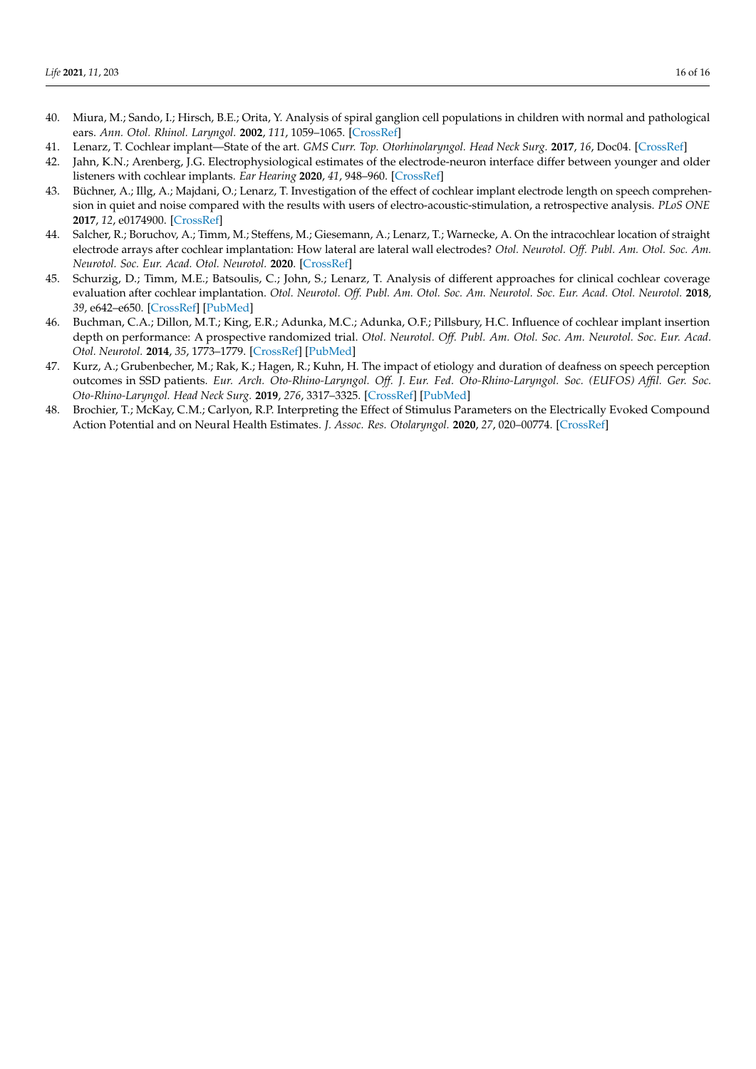40. Miura, M.; Sando, I.; Hirsch, B.E.; Orita, Y. Analysis of spiral ganglion cell populations in children with normal and pathological ears. *Ann. Otol. Rhinol. Laryngol.* **2002**, *111*, 1059–1065. [CrossRef]
41. Lenarz, T. Cochlear implant—State of the art. *GMS Curr. Top. Otorhinolaryngol. Head Neck Surg.* **2017**, *16*, Doc04. [CrossRef]
42. Jahn, K.N.; Arenberg, J.G. Electrophysiological estimates of the electrode-neuron interface differ between younger and older listeners with cochlear implants. *Ear Hearing* **2020**, *41*, 948–960. [CrossRef]
43. Büchner, A.; Illg, A.; Majdani, O.; Lenarz, T. Investigation of the effect of cochlear implant electrode length on speech comprehension in quiet and noise compared with the results with users of electro-acoustic-stimulation, a retrospective analysis. *PLoS ONE* **2017**, *12*, e0174900. [CrossRef]
44. Salcher, R.; Boruchov, A.; Timm, M.; Steffens, M.; Giesemann, A.; Lenarz, T.; Warnecke, A. On the intracochlear location of straight electrode arrays after cochlear implantation: How lateral are lateral wall electrodes? *Otol. Neurotol. Off. Publ. Am. Otol. Soc. Am. Neurotol. Soc. Eur. Acad. Otol. Neurotol.* **2020**. [CrossRef]
45. Schurzig, D.; Timm, M.E.; Batsoulis, C.; John, S.; Lenarz, T. Analysis of different approaches for clinical cochlear coverage evaluation after cochlear implantation. *Otol. Neurotol. Off. Publ. Am. Otol. Soc. Am. Neurotol. Soc. Eur. Acad. Otol. Neurotol.* **2018**, *39*, e642–e650. [CrossRef] [PubMed]
46. Buchman, C.A.; Dillon, M.T.; King, E.R.; Adunka, M.C.; Adunka, O.F.; Pillsbury, H.C. Influence of cochlear implant insertion depth on performance: A prospective randomized trial. *Otol. Neurotol. Off. Publ. Am. Otol. Soc. Am. Neurotol. Soc. Eur. Acad. Otol. Neurotol.* **2014**, *35*, 1773–1779. [CrossRef] [PubMed]
47. Kurz, A.; Grubenbecher, M.; Rak, K.; Hagen, R.; Kuhn, H. The impact of etiology and duration of deafness on speech perception outcomes in SSD patients. *Eur. Arch. Oto-Rhino-Laryngol. Off. J. Eur. Fed. Oto-Rhino-Laryngol. Soc. (EUFOS) Affil. Ger. Soc. Oto-Rhino-Laryngol. Head Neck Surg.* **2019**, *276*, 3317–3325. [CrossRef] [PubMed]
48. Brochier, T.; McKay, C.M.; Carlyon, R.P. Interpreting the Effect of Stimulus Parameters on the Electrically Evoked Compound Action Potential and on Neural Health Estimates. *J. Assoc. Res. Otolaryngol.* **2020**, *27*, 020–00774. [CrossRef]